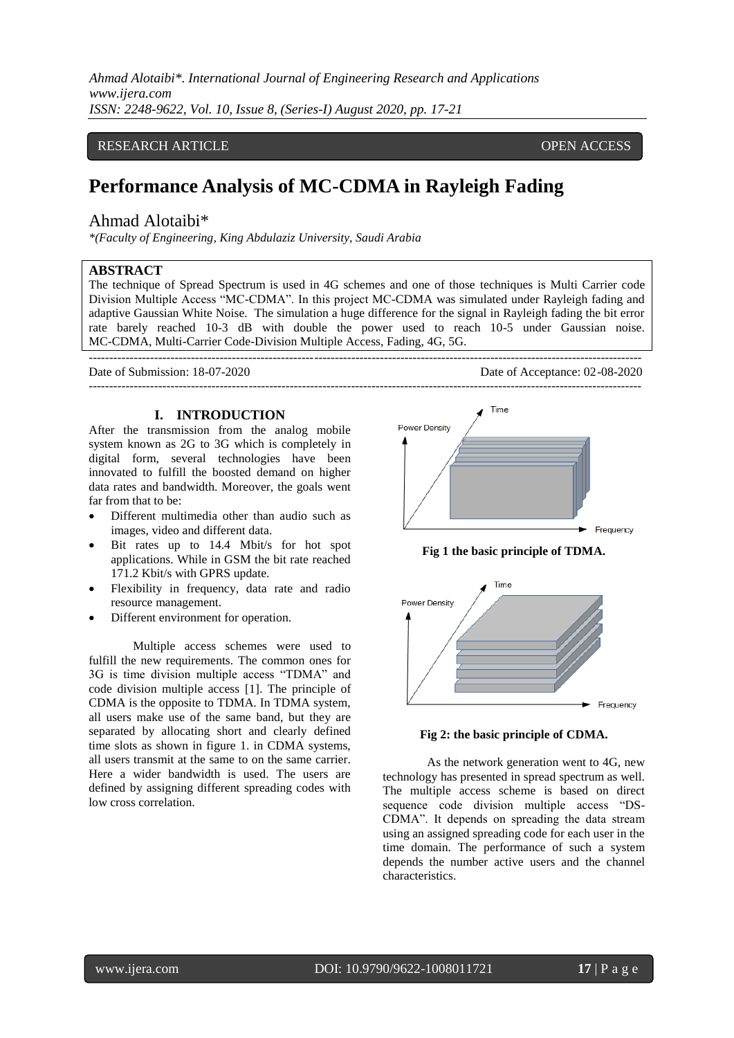RESEARCH ARTICLE OPEN ACCESS

# Performance Analysis of MC-CDMA in Rayleigh Fading

Ahmad Alotaibi*

*(Faculty of Engineering, King Abdulaziz University, Saudi Arabia*

## ABSTRACT

The technique of Spread Spectrum is used in 4G schemes and one of those techniques is Multi Carrier code Division Multiple Access "MC-CDMA". In this project MC-CDMA was simulated under Rayleigh fading and adaptive Gaussian White Noise. The simulation a huge difference for the signal in Rayleigh fading the bit error rate barely reached 10-3 dB with double the power used to reach 10-5 under Gaussian noise. MC-CDMA, Multi-Carrier Code-Division Multiple Access, Fading, 4G, 5G.

---

Date of Submission: 18-07-2020 Date of Acceptance: 02-08-2020

---

## I. INTRODUCTION

After the transmission from the analog mobile system known as 2G to 3G which is completely in digital form, several technologies have been innovated to fulfill the boosted demand on higher data rates and bandwidth. Moreover, the goals went far from that to be:

- Different multimedia other than audio such as images, video and different data.
- Bit rates up to 14.4 Mbit/s for hot spot applications. While in GSM the bit rate reached 171.2 Kbit/s with GPRS update.
- Flexibility in frequency, data rate and radio resource management.
- Different environment for operation.

Multiple access schemes were used to fulfill the new requirements. The common ones for 3G is time division multiple access "TDMA" and code division multiple access [1]. The principle of CDMA is the opposite to TDMA. In TDMA system, all users make use of the same band, but they are separated by allocating short and clearly defined time slots as shown in figure 1. in CDMA systems, all users transmit at the same to on the same carrier. Here a wider bandwidth is used. The users are defined by assigning different spreading codes with low cross correlation.

**Fig 1 the basic principle of TDMA.**

**Fig 2: the basic principle of CDMA.**

As the network generation went to 4G, new technology has presented in spread spectrum as well. The multiple access scheme is based on direct sequence code division multiple access "DS-CDMA". It depends on spreading the data stream using an assigned spreading code for each user in the time domain. The performance of such a system depends the number active users and the channel characteristics.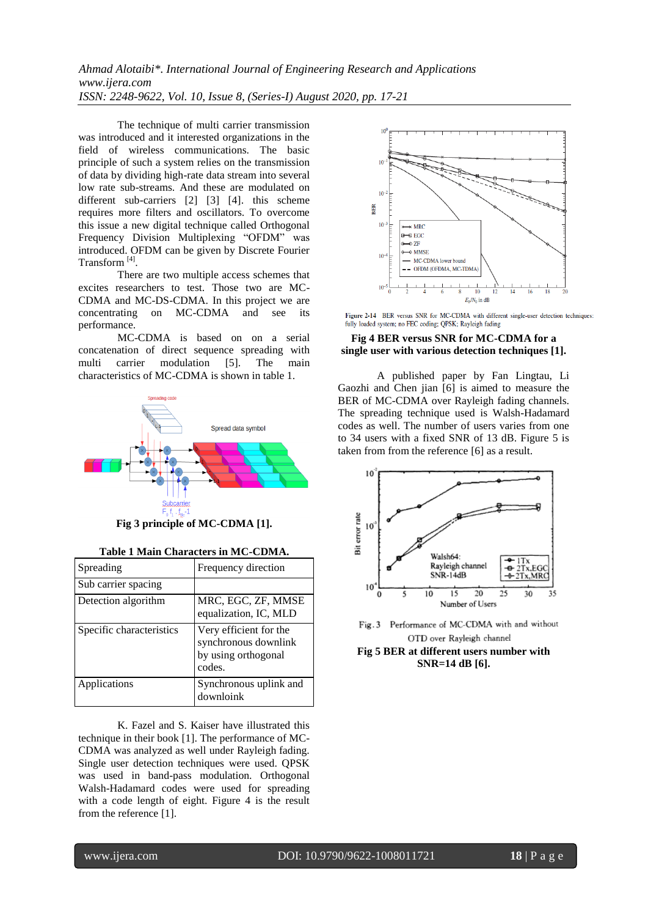The technique of multi carrier transmission was introduced and it interested organizations in the field of wireless communications. The basic principle of such a system relies on the transmission of data by dividing high-rate data stream into several low rate sub-streams. And these are modulated on different sub-carriers [2] [3] [4]. this scheme requires more filters and oscillators. To overcome this issue a new digital technique called Orthogonal Frequency Division Multiplexing "OFDM" was introduced. OFDM can be given by Discrete Fourier Transform [4].

There are two multiple access schemes that excites researchers to test. Those two are MC-CDMA and MC-DS-CDMA. In this project we are concentrating on MC-CDMA and see its performance.

MC-CDMA is based on on a serial concatenation of direct sequence spreading with multi carrier modulation [5]. The main characteristics of MC-CDMA is shown in table 1.

**Fig 3 principle of MC-CDMA [1].**

**Table 1 Main Characters in MC-CDMA.**

| Spreading | Frequency direction |
|---|---|
| Sub carrier spacing | |
| Detection algorithm | MRC, EGC, ZF, MMSE equalization, IC, MLD |
| Specific characteristics | Very efficient for the synchronous downlink by using orthogonal codes. |
| Applications | Synchronous uplink and downloink |

K. Fazel and S. Kaiser have illustrated this technique in their book [1]. The performance of MC-CDMA was analyzed as well under Rayleigh fading. Single user detection techniques were used. QPSK was used in band-pass modulation. Orthogonal Walsh-Hadamard codes were used for spreading with a code length of eight. Figure 4 is the result from the reference [1].

Figure 2-14 BER versus SNR for MC-CDMA with different single-user detection techniques: fully loaded system; no FEC coding; QPSK; Rayleigh fading

**Fig 4 BER versus SNR for MC-CDMA for a single user with various detection techniques [1].**

A published paper by Fan Lingtau, Li Gaozhi and Chen jian [6] is aimed to measure the BER of MC-CDMA over Rayleigh fading channels. The spreading technique used is Walsh-Hadamard codes as well. The number of users varies from one to 34 users with a fixed SNR of 13 dB. Figure 5 is taken from from the reference [6] as a result.

Fig. 3 Performance of MC-CDMA with and without OTD over Rayleigh channel

**Fig 5 BER at different users number with SNR=14 dB [6].**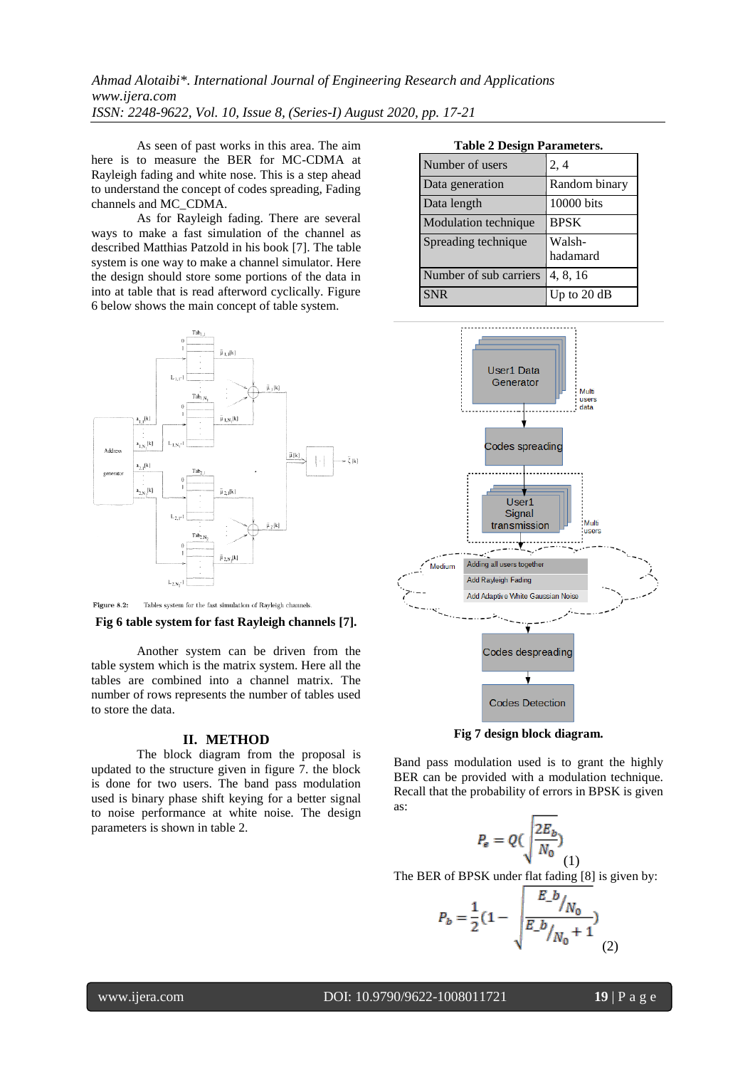As seen of past works in this area. The aim here is to measure the BER for MC-CDMA at Rayleigh fading and white nose. This is a step ahead to understand the concept of codes spreading, Fading channels and MC_CDMA.

As for Rayleigh fading. There are several ways to make a fast simulation of the channel as described Matthias Patzold in his book [7]. The table system is one way to make a channel simulator. Here the design should store some portions of the data in into at table that is read afterword cyclically. Figure 6 below shows the main concept of table system.

**Fig 6 table system for fast Rayleigh channels [7].**

Another system can be driven from the table system which is the matrix system. Here all the tables are combined into a channel matrix. The number of rows represents the number of tables used to store the data.

## II. METHOD

The block diagram from the proposal is updated to the structure given in figure 7. the block is done for two users. The band pass modulation used is binary phase shift keying for a better signal to noise performance at white noise. The design parameters is shown in table 2.

**Table 2 Design Parameters.**

| Number of users | 2, 4 |
|---|---|
| Data generation | Random binary |
| Data length | 10000 bits |
| Modulation technique | BPSK |
| Spreading technique | Walsh-hadamard |
| Number of sub carriers | 4, 8, 16 |
| SNR | Up to 20 dB |

**Fig 7 design block diagram.**

Band pass modulation used is to grant the highly BER can be provided with a modulation technique. Recall that the probability of errors in BPSK is given as:

$$P_e = Q\left(\sqrt{\frac{2E_b}{N_0}}\right) \quad (1)$$

The BER of BPSK under flat fading [8] is given by:

$$P_b = \frac{1}{2}\left(1 - \sqrt{\frac{E\_b/N_0}{E\_b/N_0 + 1}}\right) \quad (2)$$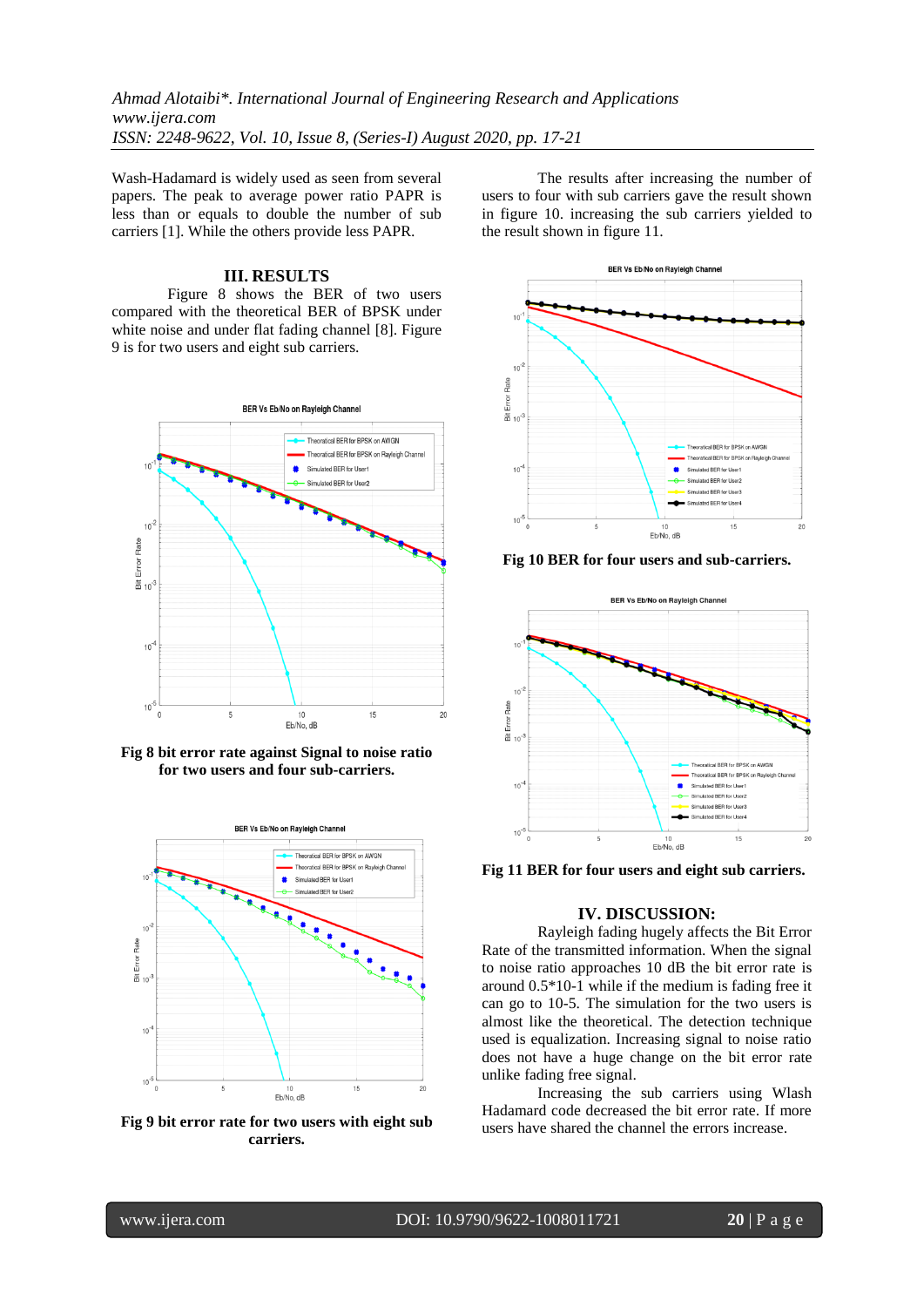Wash-Hadamard is widely used as seen from several papers. The peak to average power ratio PAPR is less than or equals to double the number of sub carriers [1]. While the others provide less PAPR.

## III. RESULTS

Figure 8 shows the BER of two users compared with the theoretical BER of BPSK under white noise and under flat fading channel [8]. Figure 9 is for two users and eight sub carriers.

**Fig 8 bit error rate against Signal to noise ratio for two users and four sub-carriers.**

**Fig 9 bit error rate for two users with eight sub carriers.**

The results after increasing the number of users to four with sub carriers gave the result shown in figure 10. increasing the sub carriers yielded to the result shown in figure 11.

**Fig 10 BER for four users and sub-carriers.**

**Fig 11 BER for four users and eight sub carriers.**

## IV. DISCUSSION:

Rayleigh fading hugely affects the Bit Error Rate of the transmitted information. When the signal to noise ratio approaches 10 dB the bit error rate is around 0.5*10-1 while if the medium is fading free it can go to 10-5. The simulation for the two users is almost like the theoretical. The detection technique used is equalization. Increasing signal to noise ratio does not have a huge change on the bit error rate unlike fading free signal.

Increasing the sub carriers using Wlash Hadamard code decreased the bit error rate. If more users have shared the channel the errors increase.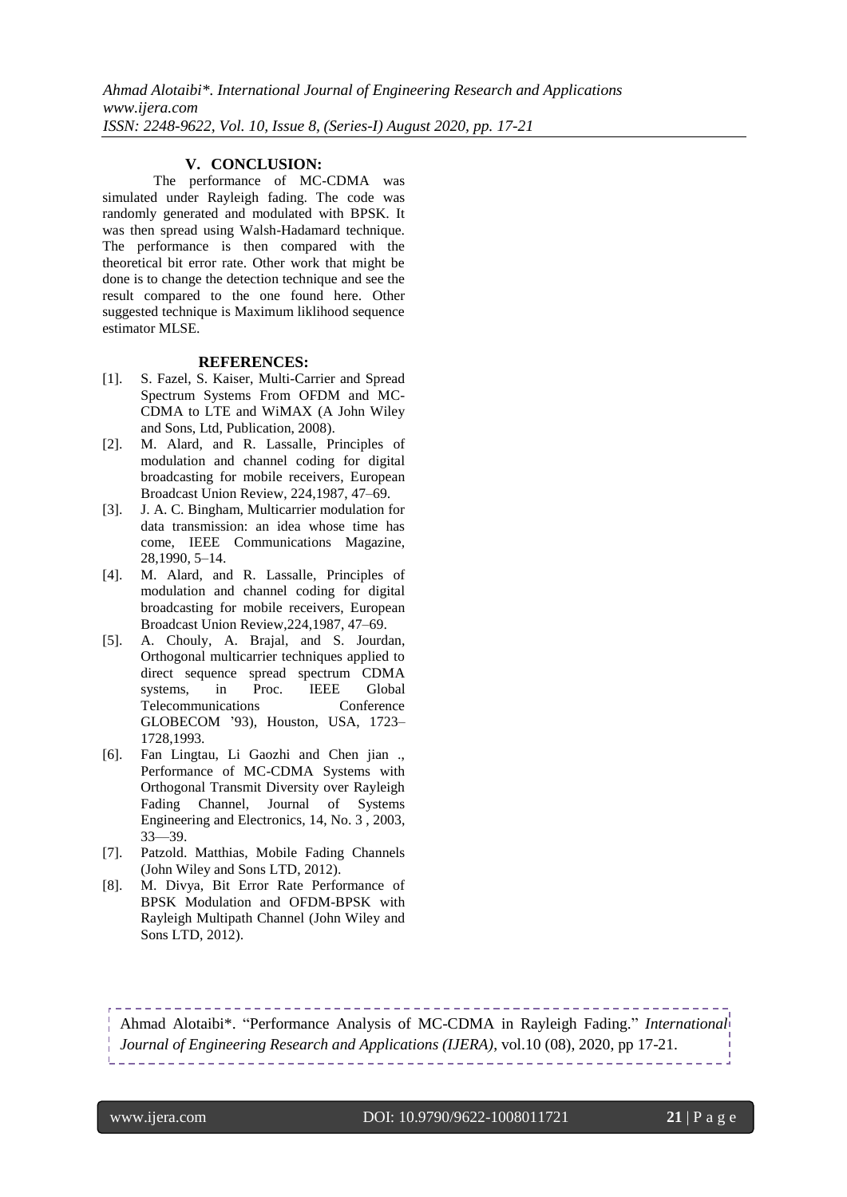## V. CONCLUSION:

The performance of MC-CDMA was simulated under Rayleigh fading. The code was randomly generated and modulated with BPSK. It was then spread using Walsh-Hadamard technique. The performance is then compared with the theoretical bit error rate. Other work that might be done is to change the detection technique and see the result compared to the one found here. Other suggested technique is Maximum liklihood sequence estimator MLSE.

## REFERENCES:

[1]. S. Fazel, S. Kaiser, Multi-Carrier and Spread Spectrum Systems From OFDM and MC-CDMA to LTE and WiMAX (A John Wiley and Sons, Ltd, Publication, 2008).

[2]. M. Alard, and R. Lassalle, Principles of modulation and channel coding for digital broadcasting for mobile receivers, European Broadcast Union Review, 224,1987, 47–69.

[3]. J. A. C. Bingham, Multicarrier modulation for data transmission: an idea whose time has come, IEEE Communications Magazine, 28,1990, 5–14.

[4]. M. Alard, and R. Lassalle, Principles of modulation and channel coding for digital broadcasting for mobile receivers, European Broadcast Union Review,224,1987, 47–69.

[5]. A. Chouly, A. Brajal, and S. Jourdan, Orthogonal multicarrier techniques applied to direct sequence spread spectrum CDMA systems, in Proc. IEEE Global Telecommunications Conference GLOBECOM '93), Houston, USA, 1723–1728,1993.

[6]. Fan Lingtau, Li Gaozhi and Chen jian ., Performance of MC-CDMA Systems with Orthogonal Transmit Diversity over Rayleigh Fading Channel, Journal of Systems Engineering and Electronics, 14, No. 3 , 2003, 33—39.

[7]. Patzold. Matthias, Mobile Fading Channels (John Wiley and Sons LTD, 2012).

[8]. M. Divya, Bit Error Rate Performance of BPSK Modulation and OFDM-BPSK with Rayleigh Multipath Channel (John Wiley and Sons LTD, 2012).

Ahmad Alotaibi*. "Performance Analysis of MC-CDMA in Rayleigh Fading." *International Journal of Engineering Research and Applications (IJERA)*, vol.10 (08), 2020, pp 17-21.